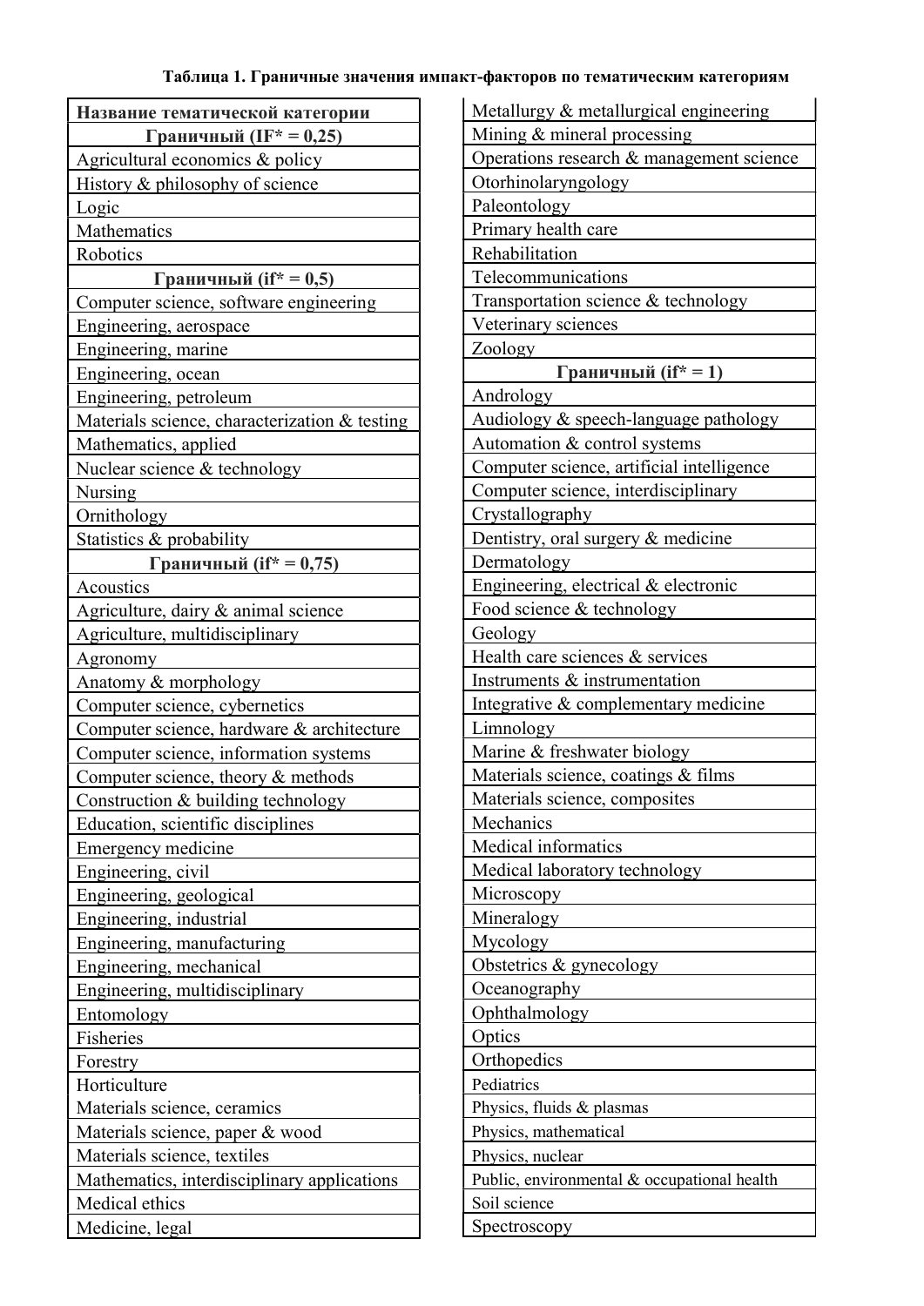**Таблица 1. Граничные значения импакт-факторов по тематическим категориям**

| Название тематической категории |
| --- |
| **Граничный (IF* = 0,25)** |
| Agricultural economics & policy |
| History & philosophy of science |
| Logic |
| Mathematics |
| Robotics |
| **Граничный (if* = 0,5)** |
| Computer science, software engineering |
| Engineering, aerospace |
| Engineering, marine |
| Engineering, ocean |
| Engineering, petroleum |
| Materials science, characterization & testing |
| Mathematics, applied |
| Nuclear science & technology |
| Nursing |
| Ornithology |
| Statistics & probability |
| **Граничный (if* = 0,75)** |
| Acoustics |
| Agriculture, dairy & animal science |
| Agriculture, multidisciplinary |
| Agronomy |
| Anatomy & morphology |
| Computer science, cybernetics |
| Computer science, hardware & architecture |
| Computer science, information systems |
| Computer science, theory & methods |
| Construction & building technology |
| Education, scientific disciplines |
| Emergency medicine |
| Engineering, civil |
| Engineering, geological |
| Engineering, industrial |
| Engineering, manufacturing |
| Engineering, mechanical |
| Engineering, multidisciplinary |
| Entomology |
| Fisheries |
| Forestry |
| Horticulture |
| Materials science, ceramics |
| Materials science, paper & wood |
| Materials science, textiles |
| Mathematics, interdisciplinary applications |
| Medical ethics |
| Medicine, legal |
| Metallurgy & metallurgical engineering |
| Mining & mineral processing |
| Operations research & management science |
| Otorhinolaryngology |
| Paleontology |
| Primary health care |
| Rehabilitation |
| Telecommunications |
| Transportation science & technology |
| Veterinary sciences |
| Zoology |
| **Граничный (if* = 1)** |
| Andrology |
| Audiology & speech-language pathology |
| Automation & control systems |
| Computer science, artificial intelligence |
| Computer science, interdisciplinary |
| Crystallography |
| Dentistry, oral surgery & medicine |
| Dermatology |
| Engineering, electrical & electronic |
| Food science & technology |
| Geology |
| Health care sciences & services |
| Instruments & instrumentation |
| Integrative & complementary medicine |
| Limnology |
| Marine & freshwater biology |
| Materials science, coatings & films |
| Materials science, composites |
| Mechanics |
| Medical informatics |
| Medical laboratory technology |
| Microscopy |
| Mineralogy |
| Mycology |
| Obstetrics & gynecology |
| Oceanography |
| Ophthalmology |
| Optics |
| Orthopedics |
| Pediatrics |
| Physics, fluids & plasmas |
| Physics, mathematical |
| Physics, nuclear |
| Public, environmental & occupational health |
| Soil science |
| Spectroscopy |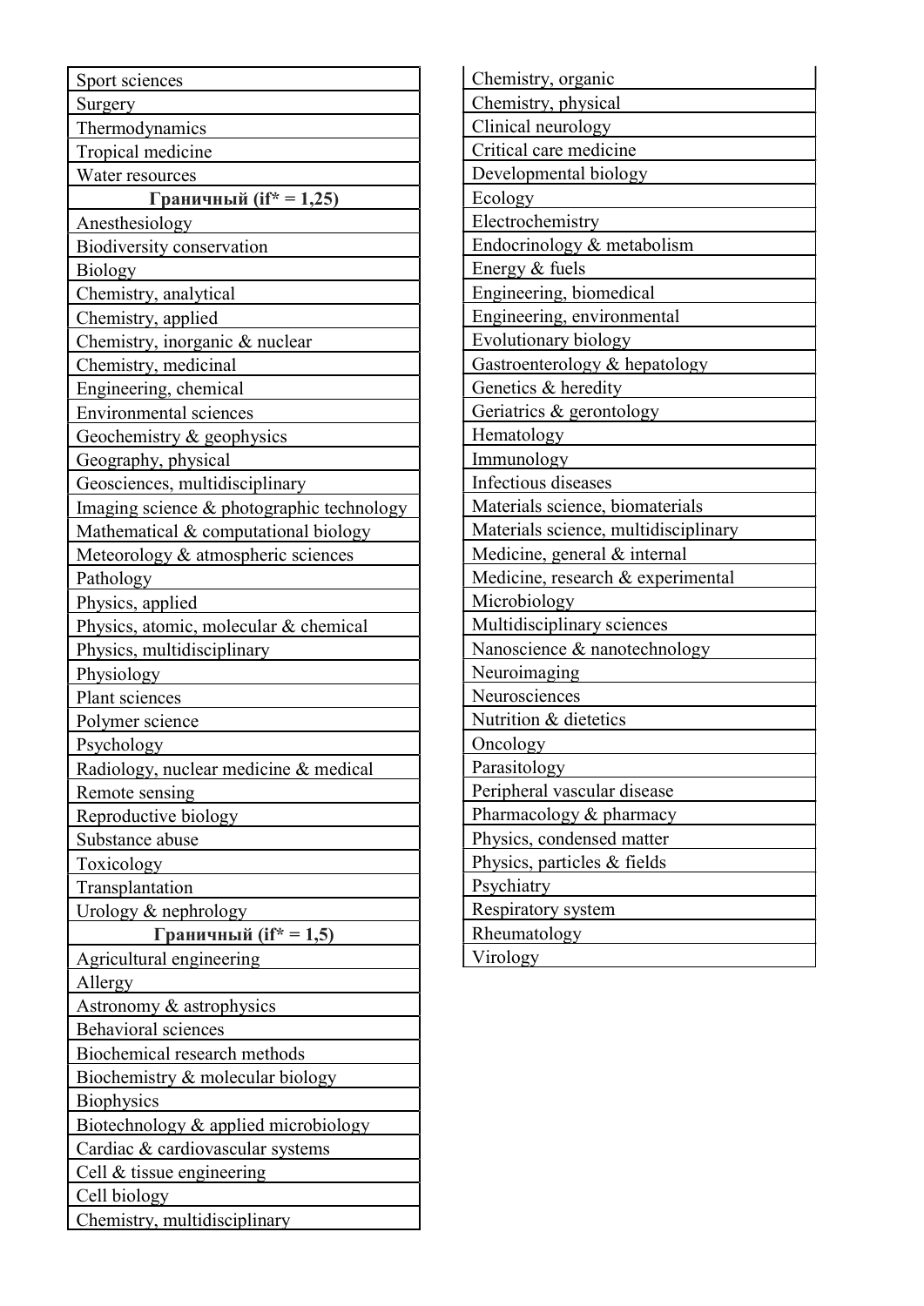| |
|---|
| Sport sciences |
| Surgery |
| Thermodynamics |
| Tropical medicine |
| Water resources |
| **Граничный (if* = 1,25)** |
| Anesthesiology |
| Biodiversity conservation |
| Biology |
| Chemistry, analytical |
| Chemistry, applied |
| Chemistry, inorganic & nuclear |
| Chemistry, medicinal |
| Engineering, chemical |
| Environmental sciences |
| Geochemistry & geophysics |
| Geography, physical |
| Geosciences, multidisciplinary |
| Imaging science & photographic technology |
| Mathematical & computational biology |
| Meteorology & atmospheric sciences |
| Pathology |
| Physics, applied |
| Physics, atomic, molecular & chemical |
| Physics, multidisciplinary |
| Physiology |
| Plant sciences |
| Polymer science |
| Psychology |
| Radiology, nuclear medicine & medical |
| Remote sensing |
| Reproductive biology |
| Substance abuse |
| Toxicology |
| Transplantation |
| Urology & nephrology |
| **Граничный (if* = 1,5)** |
| Agricultural engineering |
| Allergy |
| Astronomy & astrophysics |
| Behavioral sciences |
| Biochemical research methods |
| Biochemistry & molecular biology |
| Biophysics |
| Biotechnology & applied microbiology |
| Cardiac & cardiovascular systems |
| Cell & tissue engineering |
| Cell biology |
| Chemistry, multidisciplinary |
| Chemistry, organic |
| Chemistry, physical |
| Clinical neurology |
| Critical care medicine |
| Developmental biology |
| Ecology |
| Electrochemistry |
| Endocrinology & metabolism |
| Energy & fuels |
| Engineering, biomedical |
| Engineering, environmental |
| Evolutionary biology |
| Gastroenterology & hepatology |
| Genetics & heredity |
| Geriatrics & gerontology |
| Hematology |
| Immunology |
| Infectious diseases |
| Materials science, biomaterials |
| Materials science, multidisciplinary |
| Medicine, general & internal |
| Medicine, research & experimental |
| Microbiology |
| Multidisciplinary sciences |
| Nanoscience & nanotechnology |
| Neuroimaging |
| Neurosciences |
| Nutrition & dietetics |
| Oncology |
| Parasitology |
| Peripheral vascular disease |
| Pharmacology & pharmacy |
| Physics, condensed matter |
| Physics, particles & fields |
| Psychiatry |
| Respiratory system |
| Rheumatology |
| Virology |